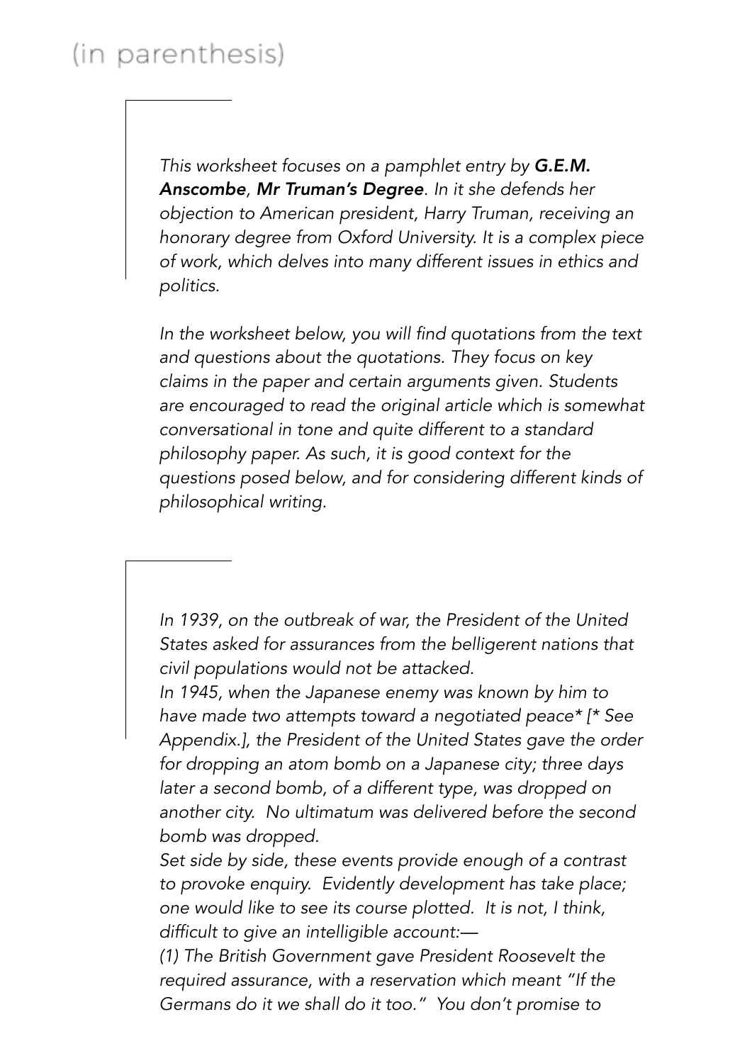# (in parenthesis)

*This worksheet focuses on a pamphlet entry by* ***G.E.M. Anscombe****,* ***Mr Truman's Degree****. In it she defends her objection to American president, Harry Truman, receiving an honorary degree from Oxford University. It is a complex piece of work, which delves into many different issues in ethics and politics.*

*In the worksheet below, you will find quotations from the text and questions about the quotations. They focus on key claims in the paper and certain arguments given. Students are encouraged to read the original article which is somewhat conversational in tone and quite different to a standard philosophy paper. As such, it is good context for the questions posed below, and for considering different kinds of philosophical writing.*

*In 1939, on the outbreak of war, the President of the United States asked for assurances from the belligerent nations that civil populations would not be attacked.*

*In 1945, when the Japanese enemy was known by him to have made two attempts toward a negotiated peace* [* See Appendix.], the President of the United States gave the order for dropping an atom bomb on a Japanese city; three days later a second bomb, of a different type, was dropped on another city. No ultimatum was delivered before the second bomb was dropped.*

*Set side by side, these events provide enough of a contrast to provoke enquiry. Evidently development has take place; one would like to see its course plotted. It is not, I think, difficult to give an intelligible account:—*

*(1) The British Government gave President Roosevelt the required assurance, with a reservation which meant "If the Germans do it we shall do it too." You don't promise to*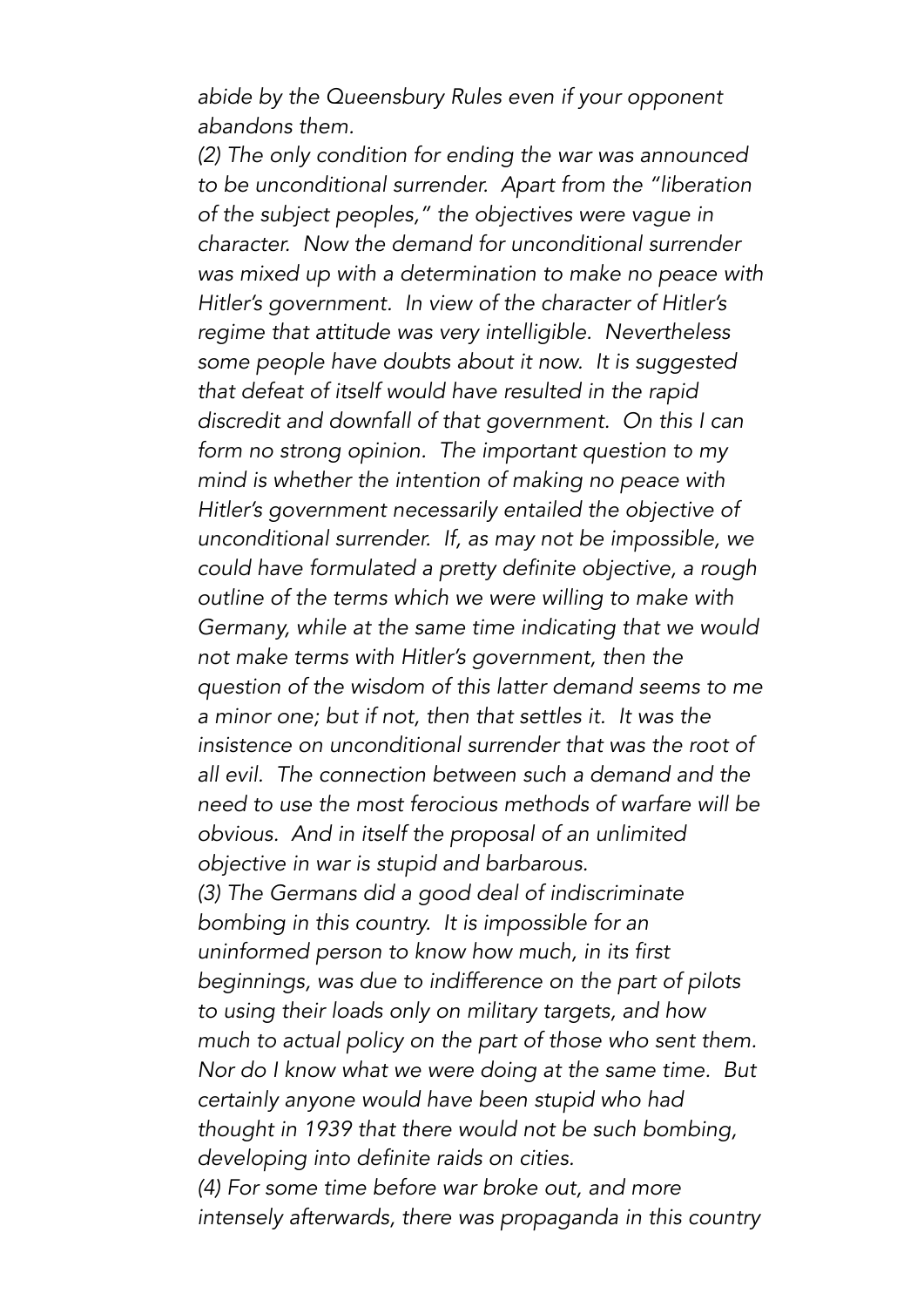*abide by the Queensbury Rules even if your opponent abandons them.*

*(2) The only condition for ending the war was announced to be unconditional surrender. Apart from the "liberation of the subject peoples," the objectives were vague in character. Now the demand for unconditional surrender was mixed up with a determination to make no peace with Hitler's government. In view of the character of Hitler's regime that attitude was very intelligible. Nevertheless some people have doubts about it now. It is suggested that defeat of itself would have resulted in the rapid discredit and downfall of that government. On this I can form no strong opinion. The important question to my mind is whether the intention of making no peace with Hitler's government necessarily entailed the objective of unconditional surrender. If, as may not be impossible, we could have formulated a pretty definite objective, a rough outline of the terms which we were willing to make with Germany, while at the same time indicating that we would not make terms with Hitler's government, then the question of the wisdom of this latter demand seems to me a minor one; but if not, then that settles it. It was the insistence on unconditional surrender that was the root of all evil. The connection between such a demand and the need to use the most ferocious methods of warfare will be obvious. And in itself the proposal of an unlimited objective in war is stupid and barbarous.*

*(3) The Germans did a good deal of indiscriminate bombing in this country. It is impossible for an uninformed person to know how much, in its first beginnings, was due to indifference on the part of pilots to using their loads only on military targets, and how much to actual policy on the part of those who sent them. Nor do I know what we were doing at the same time. But certainly anyone would have been stupid who had thought in 1939 that there would not be such bombing, developing into definite raids on cities.*

*(4) For some time before war broke out, and more intensely afterwards, there was propaganda in this country*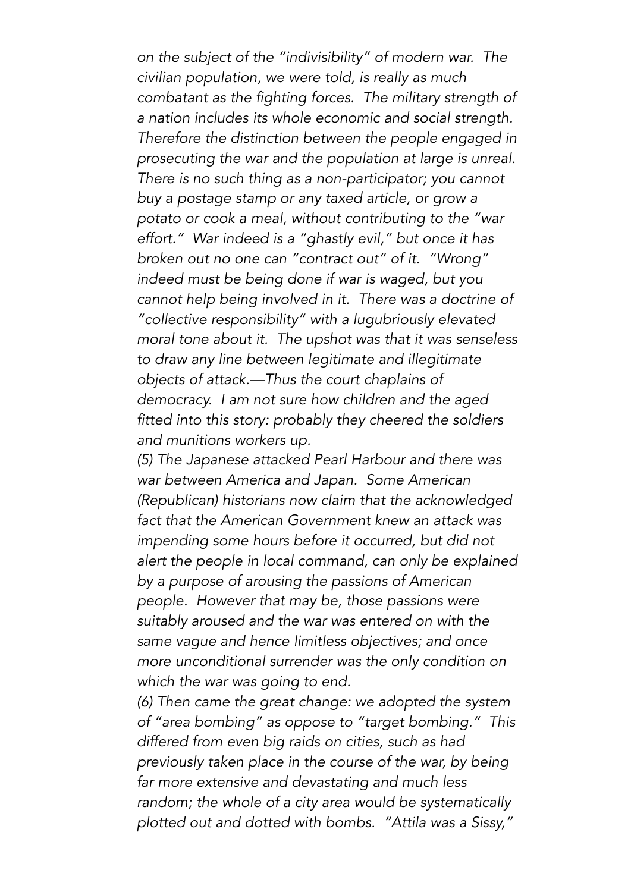*on the subject of the "indivisibility" of modern war. The civilian population, we were told, is really as much combatant as the fighting forces. The military strength of a nation includes its whole economic and social strength. Therefore the distinction between the people engaged in prosecuting the war and the population at large is unreal. There is no such thing as a non-participator; you cannot buy a postage stamp or any taxed article, or grow a potato or cook a meal, without contributing to the "war effort." War indeed is a "ghastly evil," but once it has broken out no one can "contract out" of it. "Wrong" indeed must be being done if war is waged, but you cannot help being involved in it. There was a doctrine of "collective responsibility" with a lugubriously elevated moral tone about it. The upshot was that it was senseless to draw any line between legitimate and illegitimate objects of attack.—Thus the court chaplains of democracy. I am not sure how children and the aged fitted into this story: probably they cheered the soldiers and munitions workers up.*

*(5) The Japanese attacked Pearl Harbour and there was war between America and Japan. Some American (Republican) historians now claim that the acknowledged fact that the American Government knew an attack was impending some hours before it occurred, but did not alert the people in local command, can only be explained by a purpose of arousing the passions of American people. However that may be, those passions were suitably aroused and the war was entered on with the same vague and hence limitless objectives; and once more unconditional surrender was the only condition on which the war was going to end.*

*(6) Then came the great change: we adopted the system of "area bombing" as oppose to "target bombing." This differed from even big raids on cities, such as had previously taken place in the course of the war, by being far more extensive and devastating and much less random; the whole of a city area would be systematically plotted out and dotted with bombs. "Attila was a Sissy,"*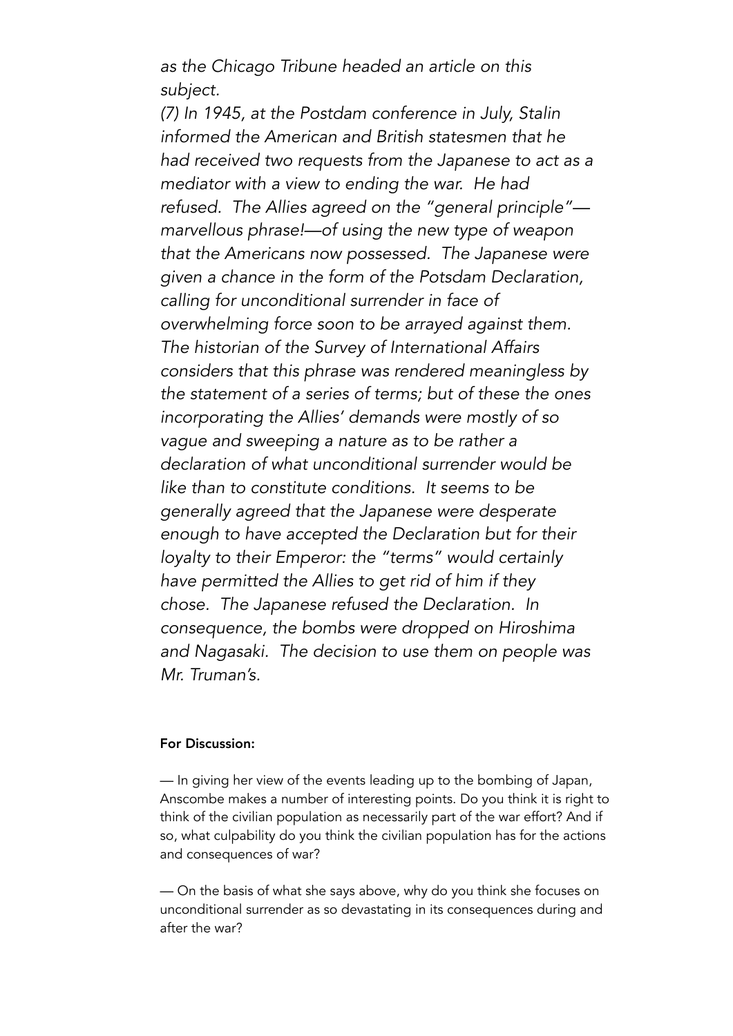*as the Chicago Tribune headed an article on this subject.*

*(7) In 1945, at the Postdam conference in July, Stalin informed the American and British statesmen that he had received two requests from the Japanese to act as a mediator with a view to ending the war. He had refused. The Allies agreed on the "general principle"—marvellous phrase!—of using the new type of weapon that the Americans now possessed. The Japanese were given a chance in the form of the Potsdam Declaration, calling for unconditional surrender in face of overwhelming force soon to be arrayed against them. The historian of the Survey of International Affairs considers that this phrase was rendered meaningless by the statement of a series of terms; but of these the ones incorporating the Allies' demands were mostly of so vague and sweeping a nature as to be rather a declaration of what unconditional surrender would be like than to constitute conditions. It seems to be generally agreed that the Japanese were desperate enough to have accepted the Declaration but for their loyalty to their Emperor: the "terms" would certainly have permitted the Allies to get rid of him if they chose. The Japanese refused the Declaration. In consequence, the bombs were dropped on Hiroshima and Nagasaki. The decision to use them on people was Mr. Truman's.*

**For Discussion:**

— In giving her view of the events leading up to the bombing of Japan, Anscombe makes a number of interesting points. Do you think it is right to think of the civilian population as necessarily part of the war effort? And if so, what culpability do you think the civilian population has for the actions and consequences of war?

— On the basis of what she says above, why do you think she focuses on unconditional surrender as so devastating in its consequences during and after the war?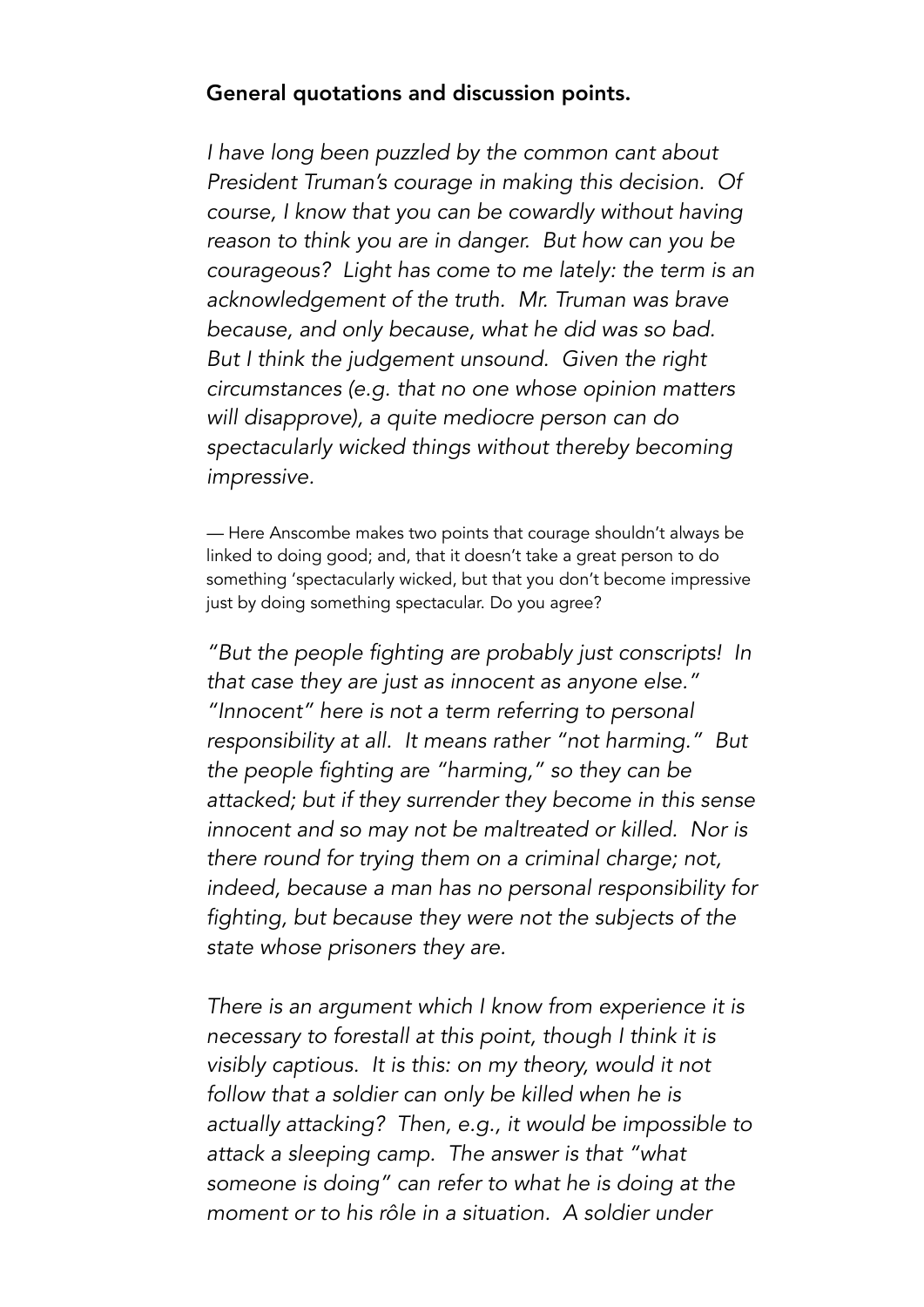**General quotations and discussion points.**

*I have long been puzzled by the common cant about President Truman's courage in making this decision. Of course, I know that you can be cowardly without having reason to think you are in danger. But how can you be courageous? Light has come to me lately: the term is an acknowledgement of the truth. Mr. Truman was brave because, and only because, what he did was so bad. But I think the judgement unsound. Given the right circumstances (e.g. that no one whose opinion matters will disapprove), a quite mediocre person can do spectacularly wicked things without thereby becoming impressive.*

— Here Anscombe makes two points that courage shouldn't always be linked to doing good; and, that it doesn't take a great person to do something 'spectacularly wicked, but that you don't become impressive just by doing something spectacular. Do you agree?

*"But the people fighting are probably just conscripts! In that case they are just as innocent as anyone else." "Innocent" here is not a term referring to personal responsibility at all. It means rather "not harming." But the people fighting are "harming," so they can be attacked; but if they surrender they become in this sense innocent and so may not be maltreated or killed. Nor is there round for trying them on a criminal charge; not, indeed, because a man has no personal responsibility for fighting, but because they were not the subjects of the state whose prisoners they are.*

*There is an argument which I know from experience it is necessary to forestall at this point, though I think it is visibly captious. It is this: on my theory, would it not follow that a soldier can only be killed when he is actually attacking? Then, e.g., it would be impossible to attack a sleeping camp. The answer is that "what someone is doing" can refer to what he is doing at the moment or to his rôle in a situation. A soldier under*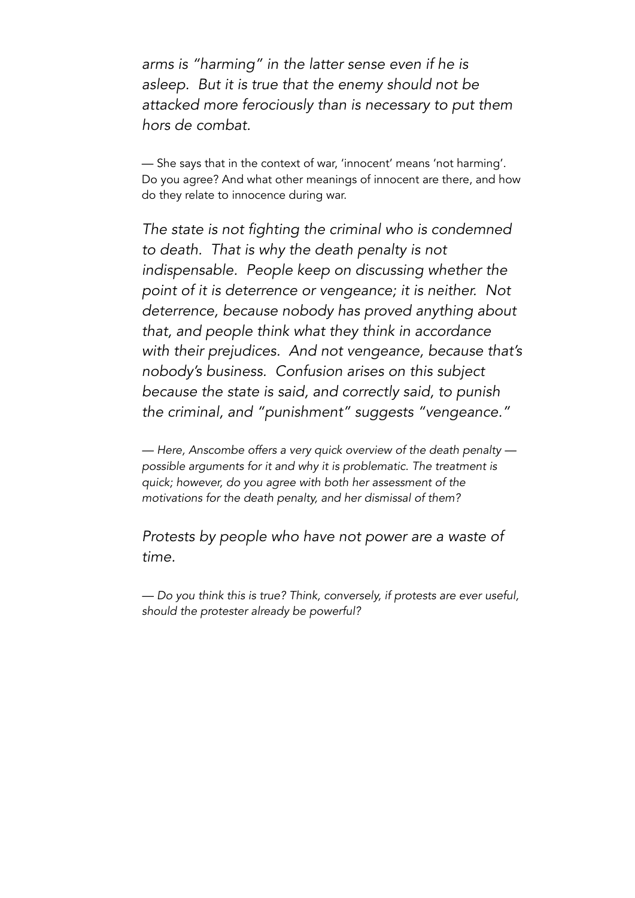*arms is "harming" in the latter sense even if he is asleep. But it is true that the enemy should not be attacked more ferociously than is necessary to put them hors de combat.*

— She says that in the context of war, 'innocent' means 'not harming'. Do you agree? And what other meanings of innocent are there, and how do they relate to innocence during war.

*The state is not fighting the criminal who is condemned to death. That is why the death penalty is not indispensable. People keep on discussing whether the point of it is deterrence or vengeance; it is neither. Not deterrence, because nobody has proved anything about that, and people think what they think in accordance with their prejudices. And not vengeance, because that's nobody's business. Confusion arises on this subject because the state is said, and correctly said, to punish the criminal, and "punishment" suggests "vengeance."*

*— Here, Anscombe offers a very quick overview of the death penalty — possible arguments for it and why it is problematic. The treatment is quick; however, do you agree with both her assessment of the motivations for the death penalty, and her dismissal of them?*

*Protests by people who have not power are a waste of time.*

*— Do you think this is true? Think, conversely, if protests are ever useful, should the protester already be powerful?*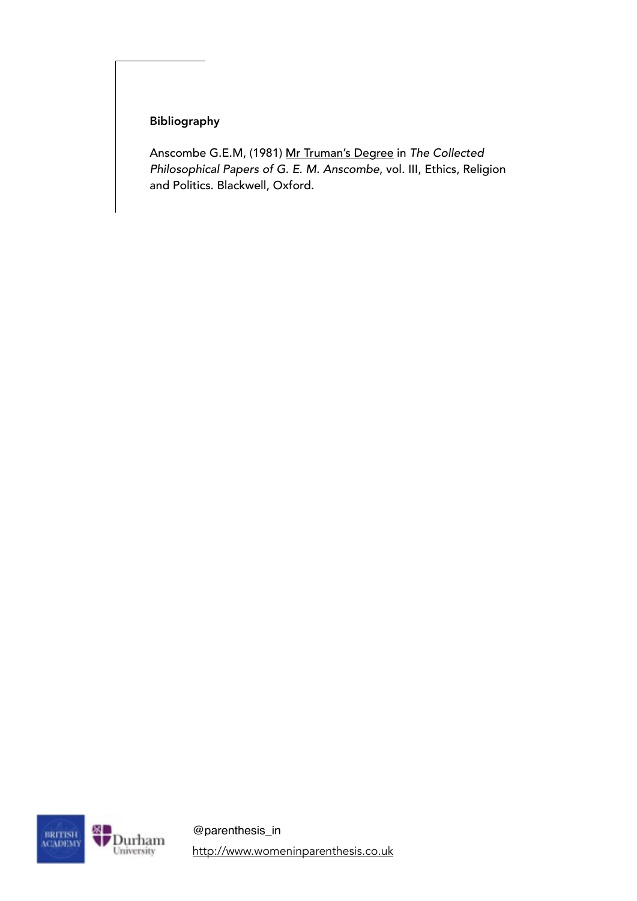**Bibliography**

Anscombe G.E.M, (1981) Mr Truman's Degree in *The Collected Philosophical Papers of G. E. M. Anscombe*, vol. III, Ethics, Religion and Politics. Blackwell, Oxford.

@parenthesis_in

http://www.womeninparenthesis.co.uk